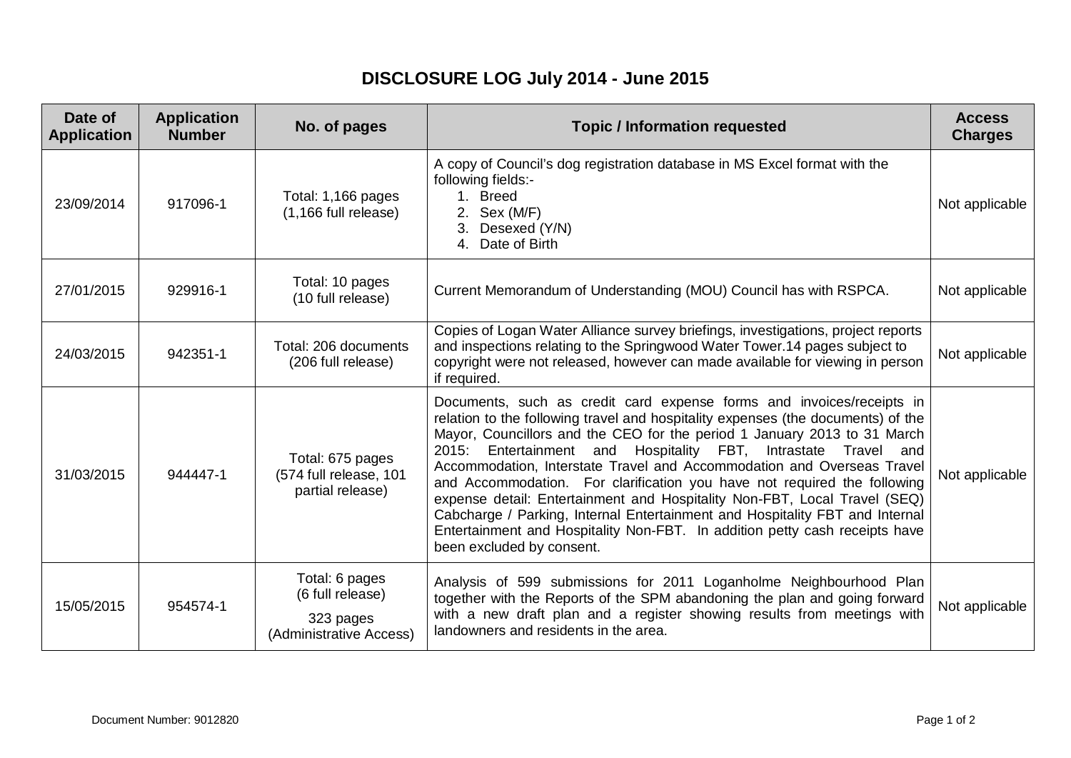# DISCLOSURE LOG July 2014 - June 2015

| Date of Application | Application Number | No. of pages | Topic / Information requested | Access Charges |
|---|---|---|---|---|
| 23/09/2014 | 917096-1 | Total: 1,166 pages (1,166 full release) | A copy of Council's dog registration database in MS Excel format with the following fields:- 1. Breed 2. Sex (M/F) 3. Desexed (Y/N) 4. Date of Birth | Not applicable |
| 27/01/2015 | 929916-1 | Total: 10 pages (10 full release) | Current Memorandum of Understanding (MOU) Council has with RSPCA. | Not applicable |
| 24/03/2015 | 942351-1 | Total: 206 documents (206 full release) | Copies of Logan Water Alliance survey briefings, investigations, project reports and inspections relating to the Springwood Water Tower.14 pages subject to copyright were not released, however can made available for viewing in person if required. | Not applicable |
| 31/03/2015 | 944447-1 | Total: 675 pages (574 full release, 101 partial release) | Documents, such as credit card expense forms and invoices/receipts in relation to the following travel and hospitality expenses (the documents) of the Mayor, Councillors and the CEO for the period 1 January 2013 to 31 March 2015: Entertainment and Hospitality FBT, Intrastate Travel and Accommodation, Interstate Travel and Accommodation and Overseas Travel and Accommodation. For clarification you have not required the following expense detail: Entertainment and Hospitality Non-FBT, Local Travel (SEQ) Cabcharge / Parking, Internal Entertainment and Hospitality FBT and Internal Entertainment and Hospitality Non-FBT. In addition petty cash receipts have been excluded by consent. | Not applicable |
| 15/05/2015 | 954574-1 | Total: 6 pages (6 full release) 323 pages (Administrative Access) | Analysis of 599 submissions for 2011 Loganholme Neighbourhood Plan together with the Reports of the SPM abandoning the plan and going forward with a new draft plan and a register showing results from meetings with landowners and residents in the area. | Not applicable |

Document Number: 9012820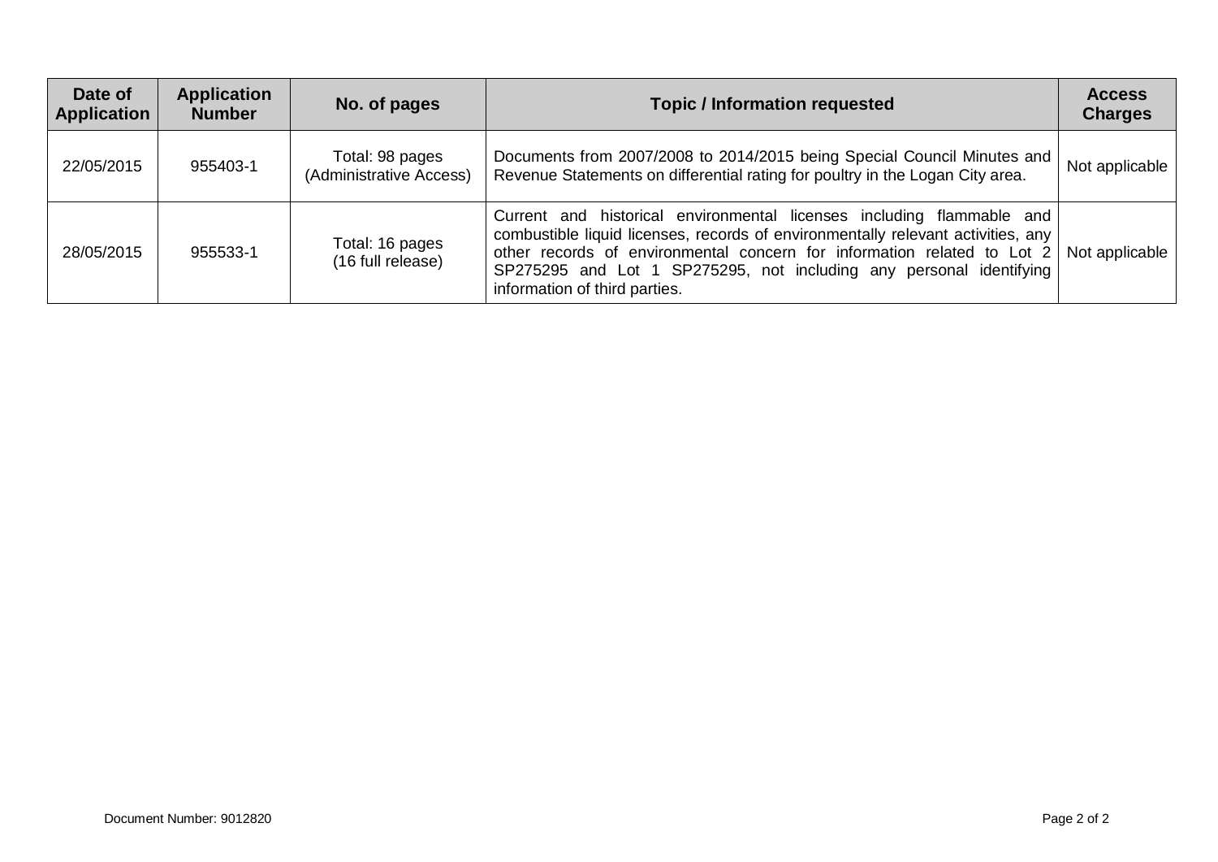| Date of Application | Application Number | No. of pages | Topic / Information requested | Access Charges |
|---|---|---|---|---|
| 22/05/2015 | 955403-1 | Total: 98 pages (Administrative Access) | Documents from 2007/2008 to 2014/2015 being Special Council Minutes and Revenue Statements on differential rating for poultry in the Logan City area. | Not applicable |
| 28/05/2015 | 955533-1 | Total: 16 pages (16 full release) | Current and historical environmental licenses including flammable and combustible liquid licenses, records of environmentally relevant activities, any other records of environmental concern for information related to Lot 2 SP275295 and Lot 1 SP275295, not including any personal identifying information of third parties. | Not applicable |

Document Number: 9012820